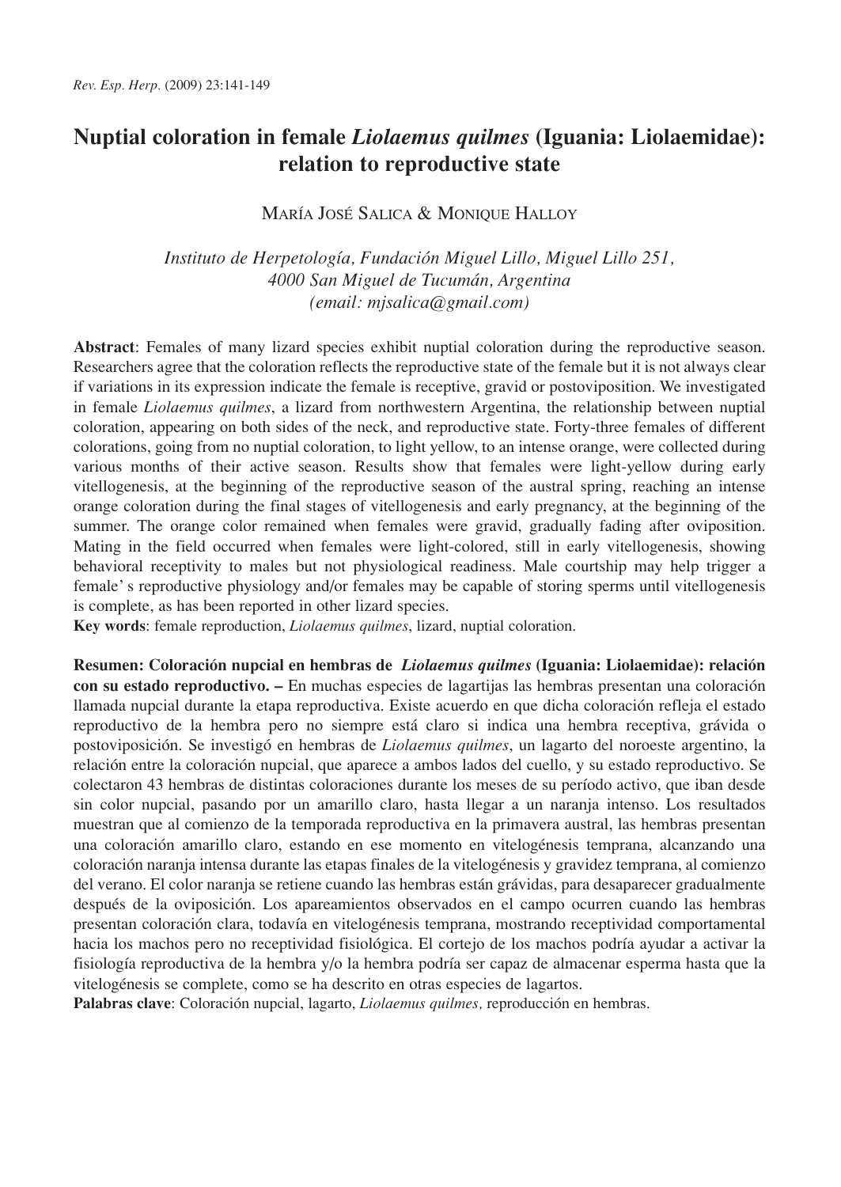# Nuptial coloration in female *Liolaemus quilmes* (Iguania: Liolaemidae): relation to reproductive state

María José Salica & Monique Halloy

*Instituto de Herpetología, Fundación Miguel Lillo, Miguel Lillo 251, 4000 San Miguel de Tucumán, Argentina (email: mjsalica@gmail.com)*

**Abstract**: Females of many lizard species exhibit nuptial coloration during the reproductive season. Researchers agree that the coloration reflects the reproductive state of the female but it is not always clear if variations in its expression indicate the female is receptive, gravid or postoviposition. We investigated in female *Liolaemus quilmes*, a lizard from northwestern Argentina, the relationship between nuptial coloration, appearing on both sides of the neck, and reproductive state. Forty-three females of different colorations, going from no nuptial coloration, to light yellow, to an intense orange, were collected during various months of their active season. Results show that females were light-yellow during early vitellogenesis, at the beginning of the reproductive season of the austral spring, reaching an intense orange coloration during the final stages of vitellogenesis and early pregnancy, at the beginning of the summer. The orange color remained when females were gravid, gradually fading after oviposition. Mating in the field occurred when females were light-colored, still in early vitellogenesis, showing behavioral receptivity to males but not physiological readiness. Male courtship may help trigger a female' s reproductive physiology and/or females may be capable of storing sperms until vitellogenesis is complete, as has been reported in other lizard species.

**Key words**: female reproduction, *Liolaemus quilmes*, lizard, nuptial coloration.

**Resumen: Coloración nupcial en hembras de *Liolaemus quilmes* (Iguania: Liolaemidae): relación con su estado reproductivo. –** En muchas especies de lagartijas las hembras presentan una coloración llamada nupcial durante la etapa reproductiva. Existe acuerdo en que dicha coloración refleja el estado reproductivo de la hembra pero no siempre está claro si indica una hembra receptiva, grávida o postoviposición. Se investigó en hembras de *Liolaemus quilmes*, un lagarto del noroeste argentino, la relación entre la coloración nupcial, que aparece a ambos lados del cuello, y su estado reproductivo. Se colectaron 43 hembras de distintas coloraciones durante los meses de su período activo, que iban desde sin color nupcial, pasando por un amarillo claro, hasta llegar a un naranja intenso. Los resultados muestran que al comienzo de la temporada reproductiva en la primavera austral, las hembras presentan una coloración amarillo claro, estando en ese momento en vitelogénesis temprana, alcanzando una coloración naranja intensa durante las etapas finales de la vitelogénesis y gravidez temprana, al comienzo del verano. El color naranja se retiene cuando las hembras están grávidas, para desaparecer gradualmente después de la oviposición. Los apareamientos observados en el campo ocurren cuando las hembras presentan coloración clara, todavía en vitelogénesis temprana, mostrando receptividad comportamental hacia los machos pero no receptividad fisiológica. El cortejo de los machos podría ayudar a activar la fisiología reproductiva de la hembra y/o la hembra podría ser capaz de almacenar esperma hasta que la vitelogénesis se complete, como se ha descrito en otras especies de lagartos.

**Palabras clave**: Coloración nupcial, lagarto, *Liolaemus quilmes,* reproducción en hembras.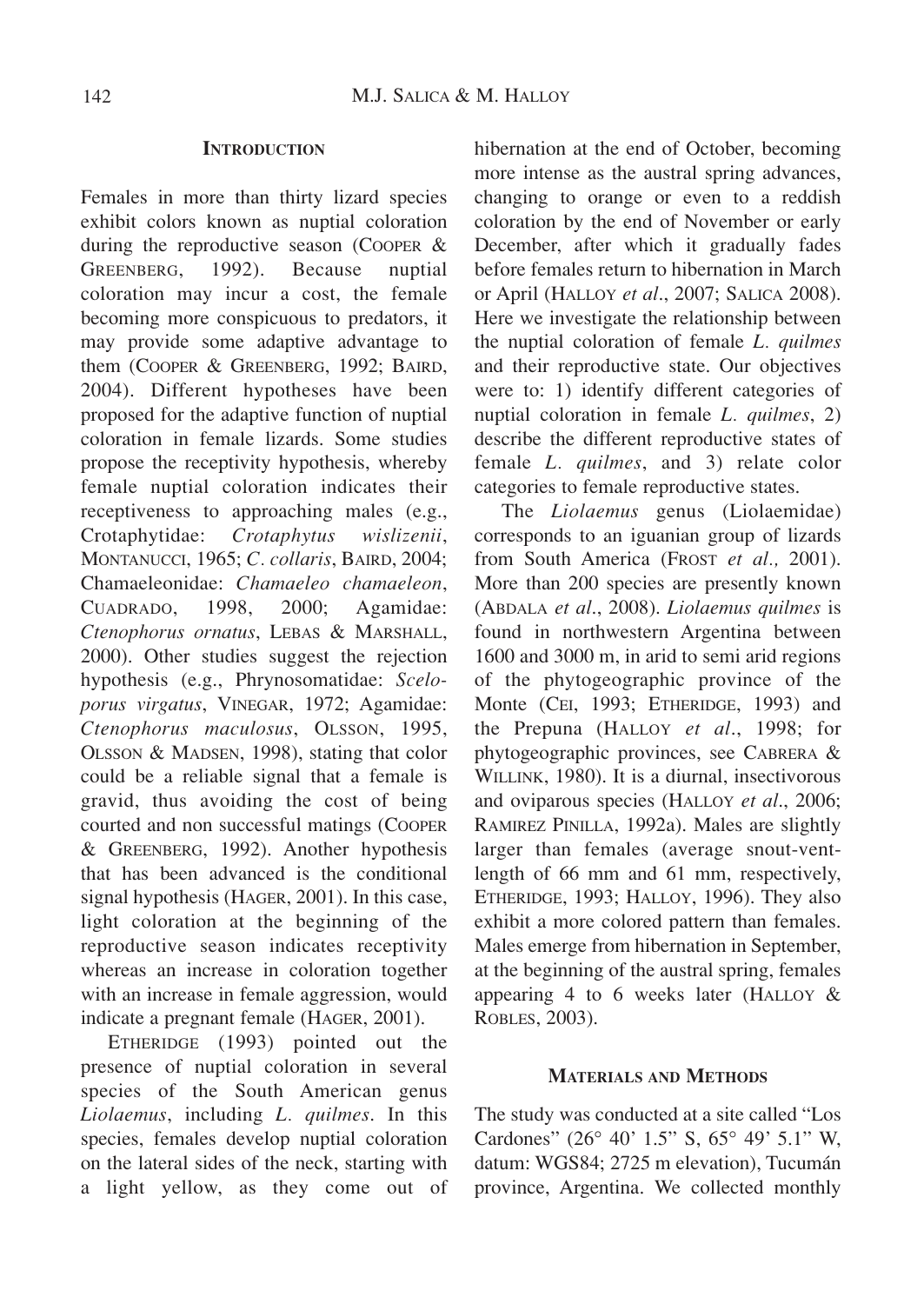## Introduction

Females in more than thirty lizard species exhibit colors known as nuptial coloration during the reproductive season (Cooper & Greenberg, 1992). Because nuptial coloration may incur a cost, the female becoming more conspicuous to predators, it may provide some adaptive advantage to them (Cooper & Greenberg, 1992; Baird, 2004). Different hypotheses have been proposed for the adaptive function of nuptial coloration in female lizards. Some studies propose the receptivity hypothesis, whereby female nuptial coloration indicates their receptiveness to approaching males (e.g., Crotaphytidae: *Crotaphytus wislizenii*, Montanucci, 1965; *C. collaris*, Baird, 2004; Chamaeleonidae: *Chamaeleo chamaeleon*, Cuadrado, 1998, 2000; Agamidae: *Ctenophorus ornatus*, Lebas & Marshall, 2000). Other studies suggest the rejection hypothesis (e.g., Phrynosomatidae: *Sceloporus virgatus*, Vinegar, 1972; Agamidae: *Ctenophorus maculosus*, Olsson, 1995, Olsson & Madsen, 1998), stating that color could be a reliable signal that a female is gravid, thus avoiding the cost of being courted and non successful matings (Cooper & Greenberg, 1992). Another hypothesis that has been advanced is the conditional signal hypothesis (Hager, 2001). In this case, light coloration at the beginning of the reproductive season indicates receptivity whereas an increase in coloration together with an increase in female aggression, would indicate a pregnant female (Hager, 2001).

Etheridge (1993) pointed out the presence of nuptial coloration in several species of the South American genus *Liolaemus*, including *L. quilmes*. In this species, females develop nuptial coloration on the lateral sides of the neck, starting with a light yellow, as they come out of hibernation at the end of October, becoming more intense as the austral spring advances, changing to orange or even to a reddish coloration by the end of November or early December, after which it gradually fades before females return to hibernation in March or April (Halloy *et al*., 2007; Salica 2008). Here we investigate the relationship between the nuptial coloration of female *L. quilmes* and their reproductive state. Our objectives were to: 1) identify different categories of nuptial coloration in female *L. quilmes*, 2) describe the different reproductive states of female *L. quilmes*, and 3) relate color categories to female reproductive states.

The *Liolaemus* genus (Liolaemidae) corresponds to an iguanian group of lizards from South America (Frost *et al.,* 2001). More than 200 species are presently known (Abdala *et al*., 2008). *Liolaemus quilmes* is found in northwestern Argentina between 1600 and 3000 m, in arid to semi arid regions of the phytogeographic province of the Monte (Cei, 1993; Etheridge, 1993) and the Prepuna (Halloy *et al*., 1998; for phytogeographic provinces, see Cabrera & Willink, 1980). It is a diurnal, insectivorous and oviparous species (Halloy *et al*., 2006; Ramirez Pinilla, 1992a). Males are slightly larger than females (average snout-vent-length of 66 mm and 61 mm, respectively, Etheridge, 1993; Halloy, 1996). They also exhibit a more colored pattern than females. Males emerge from hibernation in September, at the beginning of the austral spring, females appearing 4 to 6 weeks later (Halloy & Robles, 2003).

## Materials and Methods

The study was conducted at a site called "Los Cardones" (26° 40' 1.5" S, 65° 49' 5.1" W, datum: WGS84; 2725 m elevation), Tucumán province, Argentina. We collected monthly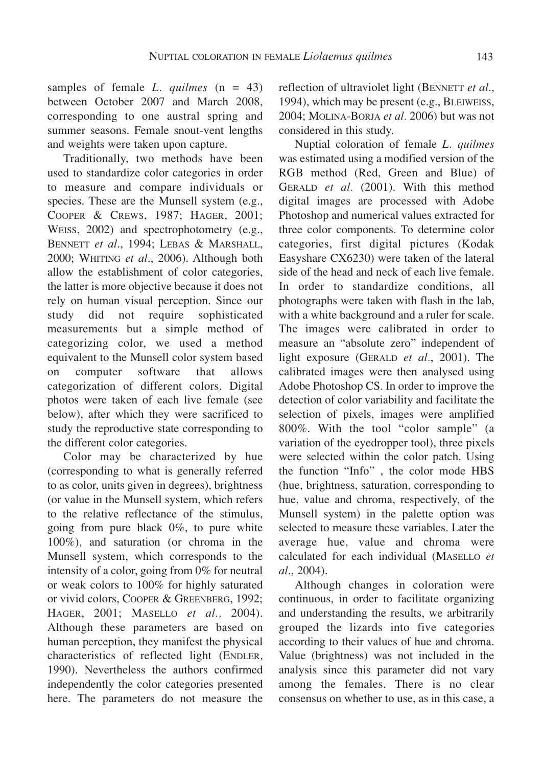samples of female *L. quilmes* (n = 43) between October 2007 and March 2008, corresponding to one austral spring and summer seasons. Female snout-vent lengths and weights were taken upon capture.

Traditionally, two methods have been used to standardize color categories in order to measure and compare individuals or species. These are the Munsell system (e.g., COOPER & CREWS, 1987; HAGER, 2001; WEISS, 2002) and spectrophotometry (e.g., BENNETT *et al*., 1994; LEBAS & MARSHALL, 2000; WHITING *et al*., 2006). Although both allow the establishment of color categories, the latter is more objective because it does not rely on human visual perception. Since our study did not require sophisticated measurements but a simple method of categorizing color, we used a method equivalent to the Munsell color system based on computer software that allows categorization of different colors. Digital photos were taken of each live female (see below), after which they were sacrificed to study the reproductive state corresponding to the different color categories.

Color may be characterized by hue (corresponding to what is generally referred to as color, units given in degrees), brightness (or value in the Munsell system, which refers to the relative reflectance of the stimulus, going from pure black 0%, to pure white 100%), and saturation (or chroma in the Munsell system, which corresponds to the intensity of a color, going from 0% for neutral or weak colors to 100% for highly saturated or vivid colors, COOPER & GREENBERG, 1992; HAGER, 2001; MASELLO *et al.,* 2004). Although these parameters are based on human perception, they manifest the physical characteristics of reflected light (ENDLER*,* 1990). Nevertheless the authors confirmed independently the color categories presented here. The parameters do not measure the reflection of ultraviolet light (BENNETT *et al*., 1994), which may be present (e.g., BLEIWEISS, 2004; MOLINA-BORJA *et al.* 2006) but was not considered in this study.

Nuptial coloration of female *L. quilmes* was estimated using a modified version of the RGB method (Red, Green and Blue) of GERALD *et al.* (2001). With this method digital images are processed with Adobe Photoshop and numerical values extracted for three color components. To determine color categories, first digital pictures (Kodak Easyshare CX6230) were taken of the lateral side of the head and neck of each live female. In order to standardize conditions, all photographs were taken with flash in the lab, with a white background and a ruler for scale. The images were calibrated in order to measure an "absolute zero" independent of light exposure (GERALD *et al*., 2001). The calibrated images were then analysed using Adobe Photoshop CS. In order to improve the detection of color variability and facilitate the selection of pixels, images were amplified 800%. With the tool "color sample" (a variation of the eyedropper tool), three pixels were selected within the color patch. Using the function "Info" , the color mode HBS (hue, brightness, saturation, corresponding to hue, value and chroma, respectively, of the Munsell system) in the palette option was selected to measure these variables. Later the average hue, value and chroma were calculated for each individual (MASELLO *et al*., 2004).

Although changes in coloration were continuous, in order to facilitate organizing and understanding the results, we arbitrarily grouped the lizards into five categories according to their values of hue and chroma. Value (brightness) was not included in the analysis since this parameter did not vary among the females. There is no clear consensus on whether to use, as in this case, a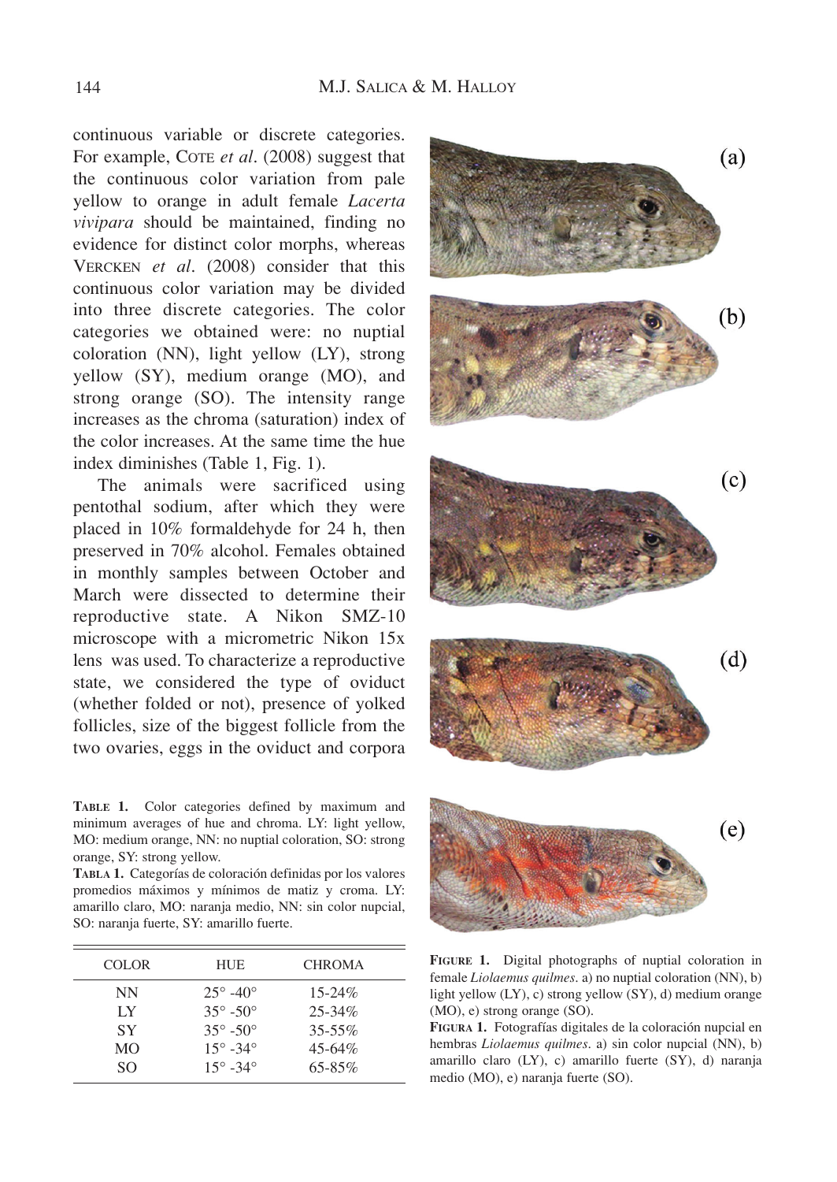continuous variable or discrete categories. For example, COTE *et al*. (2008) suggest that the continuous color variation from pale yellow to orange in adult female *Lacerta vivipara* should be maintained, finding no evidence for distinct color morphs, whereas VERCKEN *et al*. (2008) consider that this continuous color variation may be divided into three discrete categories. The color categories we obtained were: no nuptial coloration (NN), light yellow (LY), strong yellow (SY), medium orange (MO), and strong orange (SO). The intensity range increases as the chroma (saturation) index of the color increases. At the same time the hue index diminishes (Table 1, Fig. 1).

The animals were sacrificed using pentothal sodium, after which they were placed in 10% formaldehyde for 24 h, then preserved in 70% alcohol. Females obtained in monthly samples between October and March were dissected to determine their reproductive state. A Nikon SMZ-10 microscope with a micrometric Nikon 15x lens was used. To characterize a reproductive state, we considered the type of oviduct (whether folded or not), presence of yolked follicles, size of the biggest follicle from the two ovaries, eggs in the oviduct and corpora

**TABLE 1.** Color categories defined by maximum and minimum averages of hue and chroma. LY: light yellow, MO: medium orange, NN: no nuptial coloration, SO: strong orange, SY: strong yellow.

**TABLA 1.** Categorías de coloración definidas por los valores promedios máximos y mínimos de matiz y croma. LY: amarillo claro, MO: naranja medio, NN: sin color nupcial, SO: naranja fuerte, SY: amarillo fuerte.

| COLOR | HUE | CHROMA |
|---|---|---|
| NN | 25° -40° | 15-24% |
| LY | 35° -50° | 25-34% |
| SY | 35° -50° | 35-55% |
| MO | 15° -34° | 45-64% |
| SO | 15° -34° | 65-85% |

**FIGURE 1.** Digital photographs of nuptial coloration in female *Liolaemus quilmes*. a) no nuptial coloration (NN), b) light yellow (LY), c) strong yellow (SY), d) medium orange (MO), e) strong orange (SO).

**FIGURA 1.** Fotografías digitales de la coloración nupcial en hembras *Liolaemus quilmes*. a) sin color nupcial (NN), b) amarillo claro (LY), c) amarillo fuerte (SY), d) naranja medio (MO), e) naranja fuerte (SO).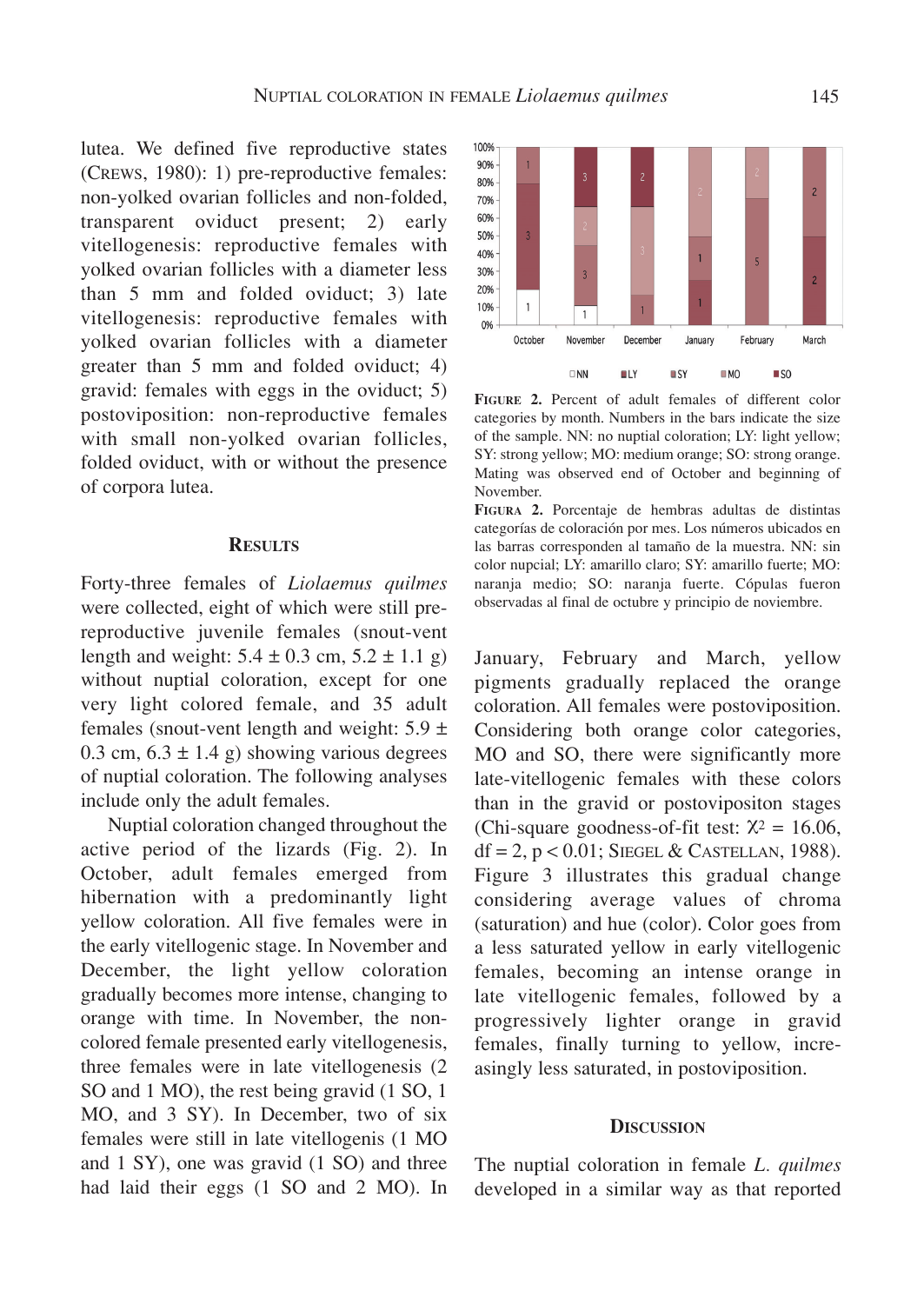lutea. We defined five reproductive states (CREWS, 1980): 1) pre-reproductive females: non-yolked ovarian follicles and non-folded, transparent oviduct present; 2) early vitellogenesis: reproductive females with yolked ovarian follicles with a diameter less than 5 mm and folded oviduct; 3) late vitellogenesis: reproductive females with yolked ovarian follicles with a diameter greater than 5 mm and folded oviduct; 4) gravid: females with eggs in the oviduct; 5) postoviposition: non-reproductive females with small non-yolked ovarian follicles, folded oviduct, with or without the presence of corpora lutea.

## RESULTS

Forty-three females of *Liolaemus quilmes* were collected, eight of which were still pre-reproductive juvenile females (snout-vent length and weight: 5.4 ± 0.3 cm, 5.2 ± 1.1 g) without nuptial coloration, except for one very light colored female, and 35 adult females (snout-vent length and weight: 5.9 ± 0.3 cm, 6.3 ± 1.4 g) showing various degrees of nuptial coloration. The following analyses include only the adult females.

Nuptial coloration changed throughout the active period of the lizards (Fig. 2). In October, adult females emerged from hibernation with a predominantly light yellow coloration. All five females were in the early vitellogenic stage. In November and December, the light yellow coloration gradually becomes more intense, changing to orange with time. In November, the non-colored female presented early vitellogenesis, three females were in late vitellogenesis (2 SO and 1 MO), the rest being gravid (1 SO, 1 MO, and 3 SY). In December, two of six females were still in late vitellogenis (1 MO and 1 SY), one was gravid (1 SO) and three had laid their eggs (1 SO and 2 MO). In January, February and March, yellow pigments gradually replaced the orange coloration. All females were postoviposition. Considering both orange color categories, MO and SO, there were significantly more late-vitellogenic females with these colors than in the gravid or postovipositon stages (Chi-square goodness-of-fit test: $\chi^2 = 16.06$, df = 2, $p < 0.01$; SIEGEL & CASTELLAN, 1988). Figure 3 illustrates this gradual change considering average values of chroma (saturation) and hue (color). Color goes from a less saturated yellow in early vitellogenic females, becoming an intense orange in late vitellogenic females, followed by a progressively lighter orange in gravid females, finally turning to yellow, increasingly less saturated, in postoviposition.

**FIGURE 2.** Percent of adult females of different color categories by month. Numbers in the bars indicate the size of the sample. NN: no nuptial coloration; LY: light yellow; SY: strong yellow; MO: medium orange; SO: strong orange. Mating was observed end of October and beginning of November.

**FIGURA 2.** Porcentaje de hembras adultas de distintas categorías de coloración por mes. Los números ubicados en las barras corresponden al tamaño de la muestra. NN: sin color nupcial; LY: amarillo claro; SY: amarillo fuerte; MO: naranja medio; SO: naranja fuerte. Cópulas fueron observadas al final de octubre y principio de noviembre.

## DISCUSSION

The nuptial coloration in female *L. quilmes* developed in a similar way as that reported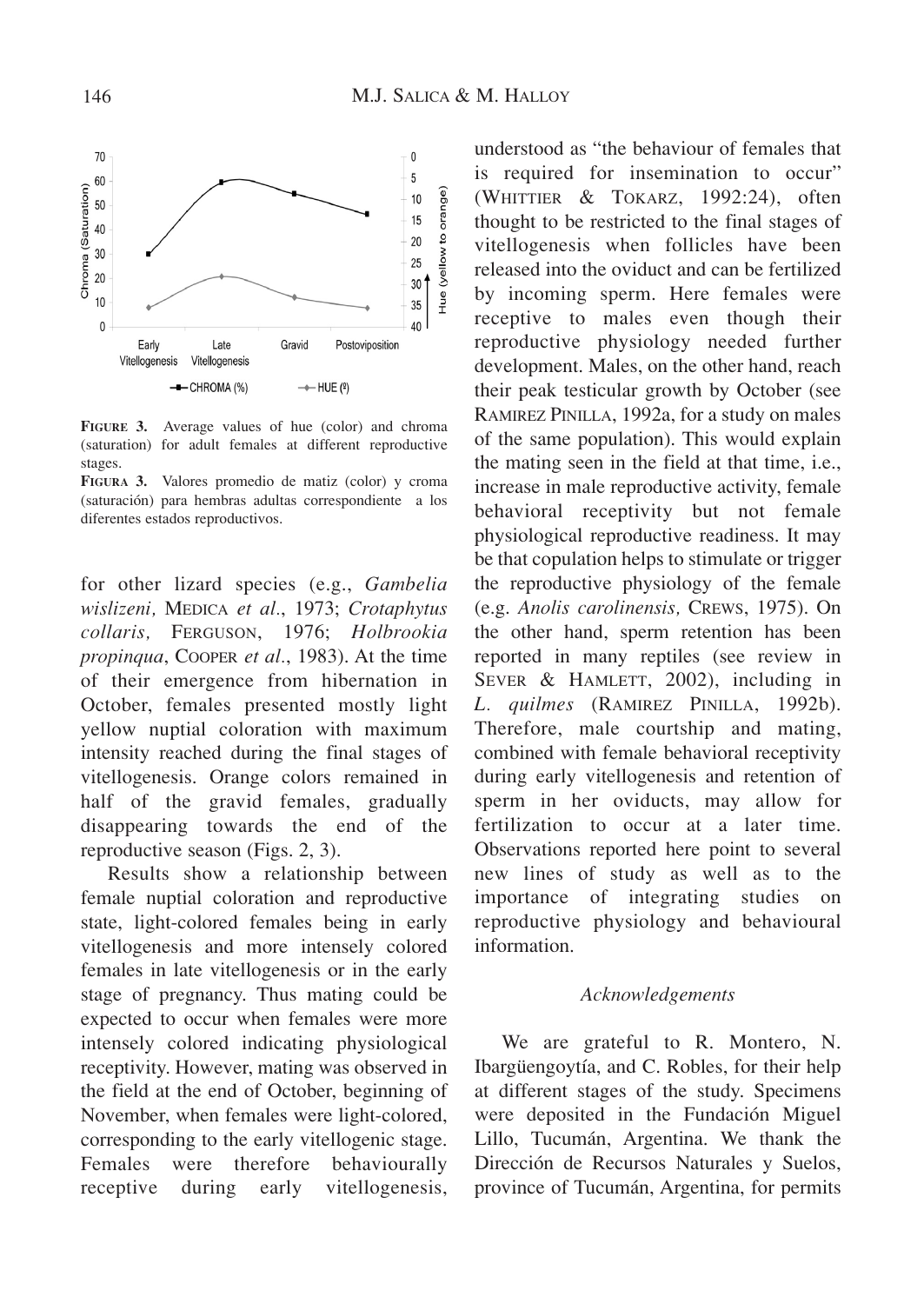**FIGURE 3.** Average values of hue (color) and chroma (saturation) for adult females at different reproductive stages.

**FIGURA 3.** Valores promedio de matiz (color) y croma (saturación) para hembras adultas correspondiente a los diferentes estados reproductivos.

for other lizard species (e.g., *Gambelia wislizeni,* MEDICA *et al*., 1973; *Crotaphytus collaris,* FERGUSON, 1976; *Holbrookia propinqua*, COOPER *et al.*, 1983). At the time of their emergence from hibernation in October, females presented mostly light yellow nuptial coloration with maximum intensity reached during the final stages of vitellogenesis. Orange colors remained in half of the gravid females, gradually disappearing towards the end of the reproductive season (Figs. 2, 3).

Results show a relationship between female nuptial coloration and reproductive state, light-colored females being in early vitellogenesis and more intensely colored females in late vitellogenesis or in the early stage of pregnancy. Thus mating could be expected to occur when females were more intensely colored indicating physiological receptivity. However, mating was observed in the field at the end of October, beginning of November, when females were light-colored, corresponding to the early vitellogenic stage. Females were therefore behaviourally receptive during early vitellogenesis, understood as "the behaviour of females that is required for insemination to occur" (WHITTIER & TOKARZ, 1992:24), often thought to be restricted to the final stages of vitellogenesis when follicles have been released into the oviduct and can be fertilized by incoming sperm. Here females were receptive to males even though their reproductive physiology needed further development. Males, on the other hand, reach their peak testicular growth by October (see RAMIREZ PINILLA, 1992a, for a study on males of the same population). This would explain the mating seen in the field at that time, i.e., increase in male reproductive activity, female behavioral receptivity but not female physiological reproductive readiness. It may be that copulation helps to stimulate or trigger the reproductive physiology of the female (e.g. *Anolis carolinensis,* CREWS, 1975). On the other hand, sperm retention has been reported in many reptiles (see review in SEVER & HAMLETT, 2002), including in *L. quilmes* (RAMIREZ PINILLA, 1992b). Therefore, male courtship and mating, combined with female behavioral receptivity during early vitellogenesis and retention of sperm in her oviducts, may allow for fertilization to occur at a later time. Observations reported here point to several new lines of study as well as to the importance of integrating studies on reproductive physiology and behavioural information.

### *Acknowledgements*

We are grateful to R. Montero, N. Ibargüengoytía, and C. Robles, for their help at different stages of the study. Specimens were deposited in the Fundación Miguel Lillo, Tucumán, Argentina. We thank the Dirección de Recursos Naturales y Suelos, province of Tucumán, Argentina, for permits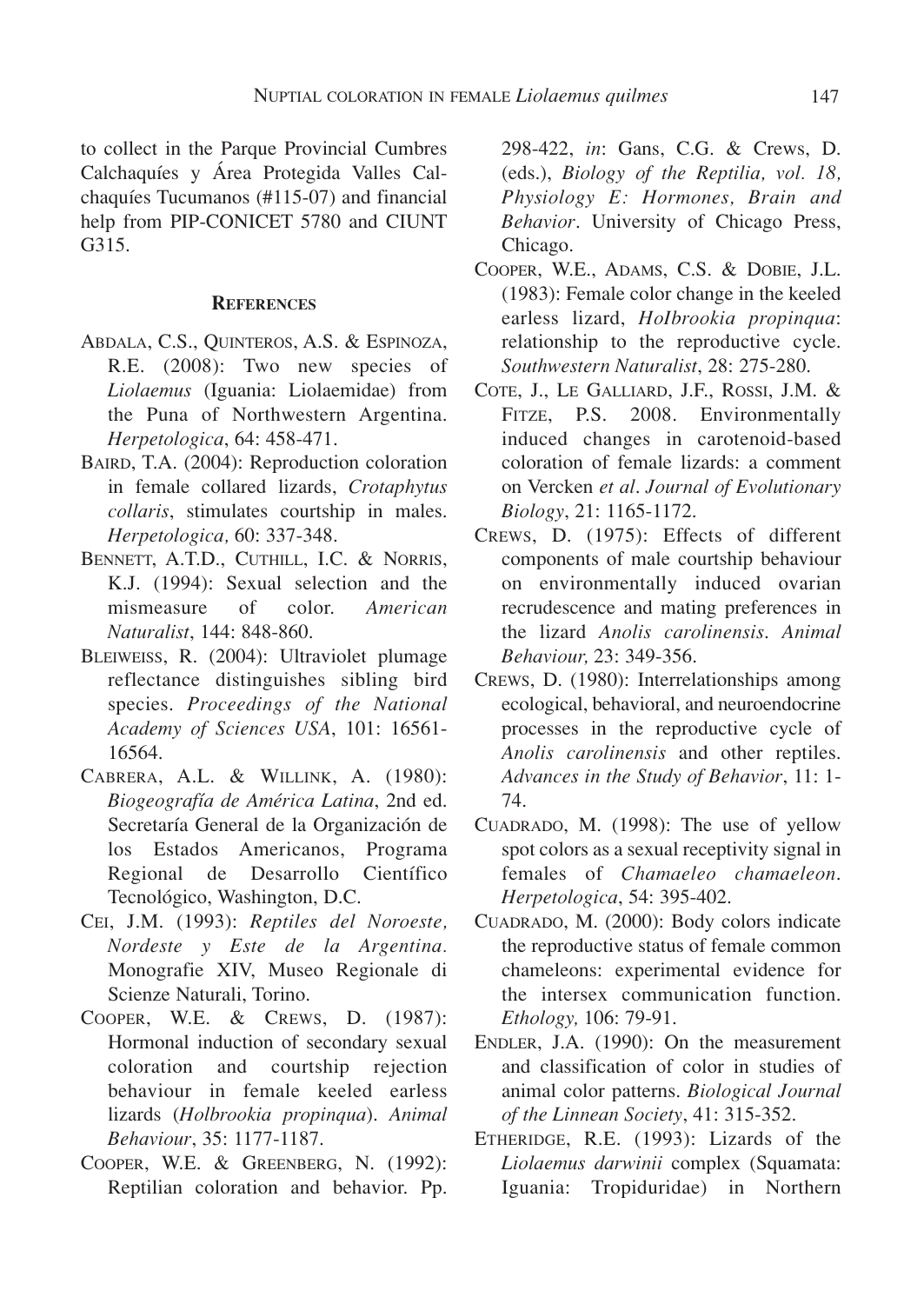to collect in the Parque Provincial Cumbres Calchaquíes y Área Protegida Valles Calchaquíes Tucumanos (#115-07) and financial help from PIP-CONICET 5780 and CIUNT G315.

## References

ABDALA, C.S., QUINTEROS, A.S. & ESPINOZA, R.E. (2008): Two new species of *Liolaemus* (Iguania: Liolaemidae) from the Puna of Northwestern Argentina. *Herpetologica*, 64: 458-471.

BAIRD, T.A. (2004): Reproduction coloration in female collared lizards, *Crotaphytus collaris*, stimulates courtship in males. *Herpetologica,* 60: 337-348.

BENNETT, A.T.D., CUTHILL, I.C. & NORRIS, K.J. (1994): Sexual selection and the mismeasure of color. *American Naturalist*, 144: 848-860.

BLEIWEISS, R. (2004): Ultraviolet plumage reflectance distinguishes sibling bird species. *Proceedings of the National Academy of Sciences USA*, 101: 16561-16564.

CABRERA, A.L. & WILLINK, A. (1980): *Biogeografía de América Latina*, 2nd ed. Secretaría General de la Organización de los Estados Americanos, Programa Regional de Desarrollo Científico Tecnológico, Washington, D.C.

CEI, J.M. (1993): *Reptiles del Noroeste, Nordeste y Este de la Argentina.* Monografie XIV, Museo Regionale di Scienze Naturali, Torino.

COOPER, W.E. & CREWS, D. (1987): Hormonal induction of secondary sexual coloration and courtship rejection behaviour in female keeled earless lizards (*Holbrookia propinqua*). *Animal Behaviour*, 35: 1177-1187.

COOPER, W.E. & GREENBERG, N. (1992): Reptilian coloration and behavior. Pp. 298-422, *in*: Gans, C.G. & Crews, D. (eds.), *Biology of the Reptilia, vol. 18, Physiology E: Hormones, Brain and Behavior*. University of Chicago Press, Chicago.

COOPER, W.E., ADAMS, C.S. & DOBIE, J.L. (1983): Female color change in the keeled earless lizard, *HoIbrookia propinqua*: relationship to the reproductive cycle. *Southwestern Naturalist*, 28: 275-280.

COTE, J., LE GALLIARD, J.F., ROSSI, J.M. & FITZE, P.S. 2008. Environmentally induced changes in carotenoid-based coloration of female lizards: a comment on Vercken *et al*. *Journal of Evolutionary Biology*, 21: 1165-1172.

CREWS, D. (1975): Effects of different components of male courtship behaviour on environmentally induced ovarian recrudescence and mating preferences in the lizard *Anolis carolinensis*. *Animal Behaviour,* 23: 349-356.

CREWS, D. (1980): Interrelationships among ecological, behavioral, and neuroendocrine processes in the reproductive cycle of *Anolis carolinensis* and other reptiles. *Advances in the Study of Behavior*, 11: 1-74.

CUADRADO, M. (1998): The use of yellow spot colors as a sexual receptivity signal in females of *Chamaeleo chamaeleon*. *Herpetologica*, 54: 395-402.

CUADRADO, M. (2000): Body colors indicate the reproductive status of female common chameleons: experimental evidence for the intersex communication function. *Ethology,* 106: 79-91.

ENDLER, J.A. (1990): On the measurement and classification of color in studies of animal color patterns. *Biological Journal of the Linnean Society*, 41: 315-352.

ETHERIDGE, R.E. (1993): Lizards of the *Liolaemus darwinii* complex (Squamata: Iguania: Tropiduridae) in Northern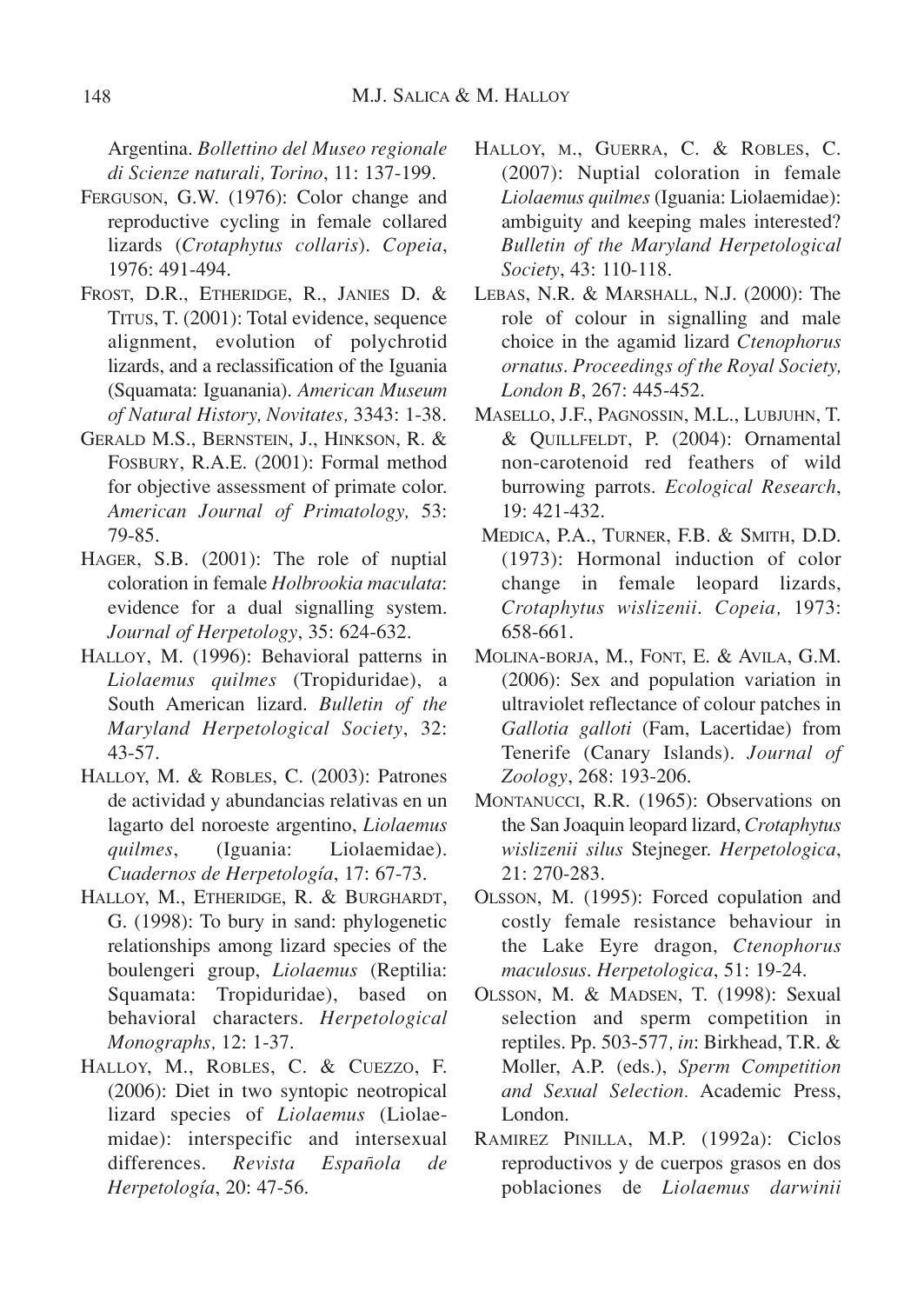Argentina. *Bollettino del Museo regionale di Scienze naturali, Torino*, 11: 137-199.

FERGUSON, G.W. (1976): Color change and reproductive cycling in female collared lizards (*Crotaphytus collaris*). *Copeia*, 1976: 491-494.

FROST, D.R., ETHERIDGE, R., JANIES D. & TITUS, T. (2001): Total evidence, sequence alignment, evolution of polychrotid lizards, and a reclassification of the Iguania (Squamata: Iguanania). *American Museum of Natural History, Novitates,* 3343: 1-38.

GERALD M.S., BERNSTEIN, J., HINKSON, R. & FOSBURY, R.A.E. (2001): Formal method for objective assessment of primate color. *American Journal of Primatology,* 53: 79-85.

HAGER, S.B. (2001): The role of nuptial coloration in female *Holbrookia maculata*: evidence for a dual signalling system. *Journal of Herpetology*, 35: 624-632.

HALLOY, M. (1996): Behavioral patterns in *Liolaemus quilmes* (Tropiduridae), a South American lizard. *Bulletin of the Maryland Herpetological Society*, 32: 43-57.

HALLOY, M. & ROBLES, C. (2003): Patrones de actividad y abundancias relativas en un lagarto del noroeste argentino, *Liolaemus quilmes*, (Iguania: Liolaemidae). *Cuadernos de Herpetología*, 17: 67-73.

HALLOY, M., ETHERIDGE, R. & BURGHARDT, G. (1998): To bury in sand: phylogenetic relationships among lizard species of the boulengeri group, *Liolaemus* (Reptilia: Squamata: Tropiduridae), based on behavioral characters. *Herpetological Monographs,* 12: 1-37.

HALLOY, M., ROBLES, C. & CUEZZO, F. (2006): Diet in two syntopic neotropical lizard species of *Liolaemus* (Liolaemidae): interspecific and intersexual differences. *Revista Española de Herpetología*, 20: 47-56.

HALLOY, M., GUERRA, C. & ROBLES, C. (2007): Nuptial coloration in female *Liolaemus quilmes* (Iguania: Liolaemidae): ambiguity and keeping males interested? *Bulletin of the Maryland Herpetological Society*, 43: 110-118.

LEBAS, N.R. & MARSHALL, N.J. (2000): The role of colour in signalling and male choice in the agamid lizard *Ctenophorus ornatus*. *Proceedings of the Royal Society, London B*, 267: 445-452.

MASELLO, J.F., PAGNOSSIN, M.L., LUBJUHN, T. & QUILLFELDT, P. (2004): Ornamental non-carotenoid red feathers of wild burrowing parrots. *Ecological Research*, 19: 421-432.

MEDICA, P.A., TURNER, F.B. & SMITH, D.D. (1973): Hormonal induction of color change in female leopard lizards, *Crotaphytus wislizenii*. *Copeia,* 1973: 658-661.

MOLINA-BORJA, M., FONT, E. & AVILA, G.M. (2006): Sex and population variation in ultraviolet reflectance of colour patches in *Gallotia galloti* (Fam, Lacertidae) from Tenerife (Canary Islands). *Journal of Zoology*, 268: 193-206.

MONTANUCCI, R.R. (1965): Observations on the San Joaquin leopard lizard, *Crotaphytus wislizenii silus* Stejneger. *Herpetologica*, 21: 270-283.

OLSSON, M. (1995): Forced copulation and costly female resistance behaviour in the Lake Eyre dragon, *Ctenophorus maculosus*. *Herpetologica*, 51: 19-24.

OLSSON, M. & MADSEN, T. (1998): Sexual selection and sperm competition in reptiles. Pp. 503-577*, in*: Birkhead, T.R. & Moller, A.P. (eds.), *Sperm Competition and Sexual Selection.* Academic Press, London.

RAMIREZ PINILLA, M.P. (1992a): Ciclos reproductivos y de cuerpos grasos en dos poblaciones de *Liolaemus darwinii*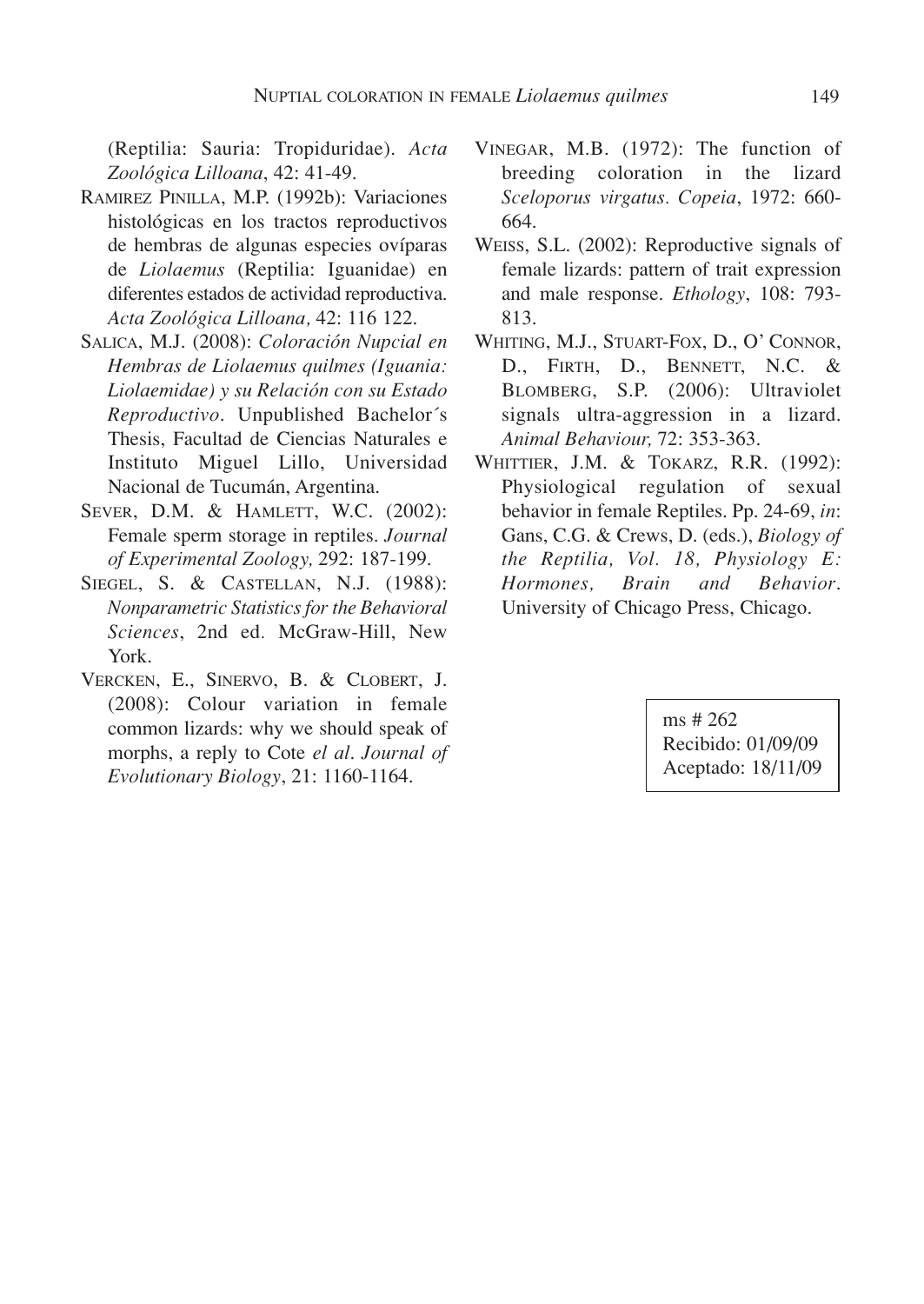(Reptilia: Sauria: Tropiduridae). *Acta Zoológica Lilloana*, 42: 41-49.

RAMIREZ PINILLA, M.P. (1992b): Variaciones histológicas en los tractos reproductivos de hembras de algunas especies ovíparas de *Liolaemus* (Reptilia: Iguanidae) en diferentes estados de actividad reproductiva. *Acta Zoológica Lilloana,* 42: 116 122.

SALICA, M.J. (2008): *Coloración Nupcial en Hembras de Liolaemus quilmes (Iguania: Liolaemidae) y su Relación con su Estado Reproductivo*. Unpublished Bachelor´s Thesis, Facultad de Ciencias Naturales e Instituto Miguel Lillo, Universidad Nacional de Tucumán, Argentina.

SEVER, D.M. & HAMLETT, W.C. (2002): Female sperm storage in reptiles. *Journal of Experimental Zoology,* 292: 187-199.

SIEGEL, S. & CASTELLAN, N.J. (1988): *Nonparametric Statistics for the Behavioral Sciences*, 2nd ed. McGraw-Hill, New York.

VERCKEN, E., SINERVO, B. & CLOBERT, J. (2008): Colour variation in female common lizards: why we should speak of morphs, a reply to Cote *el al*. *Journal of Evolutionary Biology*, 21: 1160-1164.

VINEGAR, M.B. (1972): The function of breeding coloration in the lizard *Sceloporus virgatus. Copeia*, 1972: 660-664.

WEISS, S.L. (2002): Reproductive signals of female lizards: pattern of trait expression and male response. *Ethology*, 108: 793-813.

WHITING, M.J., STUART-FOX, D., O' CONNOR, D., FIRTH, D., BENNETT, N.C. & BLOMBERG, S.P. (2006): Ultraviolet signals ultra-aggression in a lizard. *Animal Behaviour,* 72: 353-363.

WHITTIER, J.M. & TOKARZ, R.R. (1992): Physiological regulation of sexual behavior in female Reptiles. Pp. 24-69, *in*: Gans, C.G. & Crews, D. (eds.), *Biology of the Reptilia, Vol. 18, Physiology E: Hormones, Brain and Behavior*. University of Chicago Press, Chicago.

ms # 262
Recibido: 01/09/09
Aceptado: 18/11/09